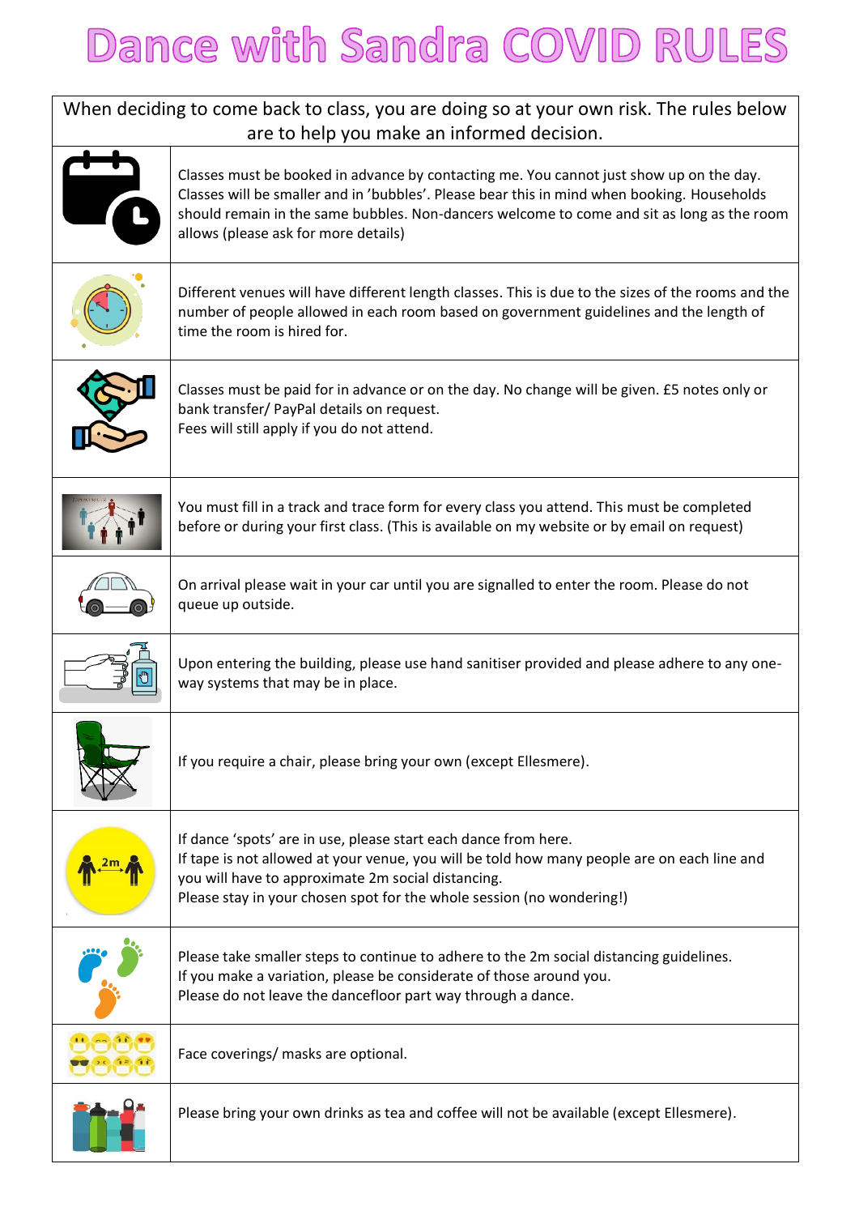# Dance with Sandra COVID RULES

When deciding to come back to class, you are doing so at your own risk. The rules below are to help you make an informed decision.

Classes must be booked in advance by contacting me. You cannot just show up on the day. Classes will be smaller and in 'bubbles'. Please bear this in mind when booking. Households should remain in the same bubbles. Non-dancers welcome to come and sit as long as the room allows (please ask for more details)

Different venues will have different length classes. This is due to the sizes of the rooms and the number of people allowed in each room based on government guidelines and the length of time the room is hired for.

Classes must be paid for in advance or on the day. No change will be given. £5 notes only or bank transfer/ PayPal details on request.
Fees will still apply if you do not attend.

You must fill in a track and trace form for every class you attend. This must be completed before or during your first class. (This is available on my website or by email on request)

On arrival please wait in your car until you are signalled to enter the room. Please do not queue up outside.

Upon entering the building, please use hand sanitiser provided and please adhere to any one-way systems that may be in place.

If you require a chair, please bring your own (except Ellesmere).

If dance 'spots' are in use, please start each dance from here.
If tape is not allowed at your venue, you will be told how many people are on each line and you will have to approximate 2m social distancing.
Please stay in your chosen spot for the whole session (no wondering!)

Please take smaller steps to continue to adhere to the 2m social distancing guidelines.
If you make a variation, please be considerate of those around you.
Please do not leave the dancefloor part way through a dance.

Face coverings/ masks are optional.

Please bring your own drinks as tea and coffee will not be available (except Ellesmere).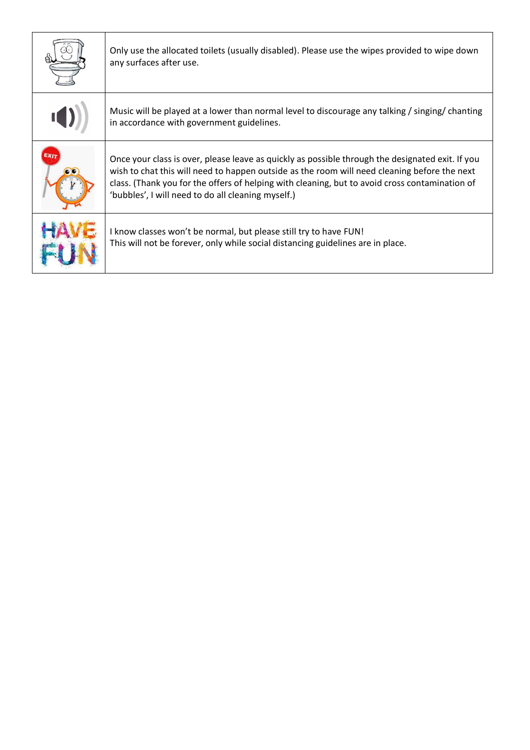| | |
|---|---|
| | Only use the allocated toilets (usually disabled). Please use the wipes provided to wipe down any surfaces after use. |
| | Music will be played at a lower than normal level to discourage any talking / singing/ chanting in accordance with government guidelines. |
| | Once your class is over, please leave as quickly as possible through the designated exit. If you wish to chat this will need to happen outside as the room will need cleaning before the next class. (Thank you for the offers of helping with cleaning, but to avoid cross contamination of 'bubbles', I will need to do all cleaning myself.) |
| | I know classes won't be normal, but please still try to have FUN! This will not be forever, only while social distancing guidelines are in place. |